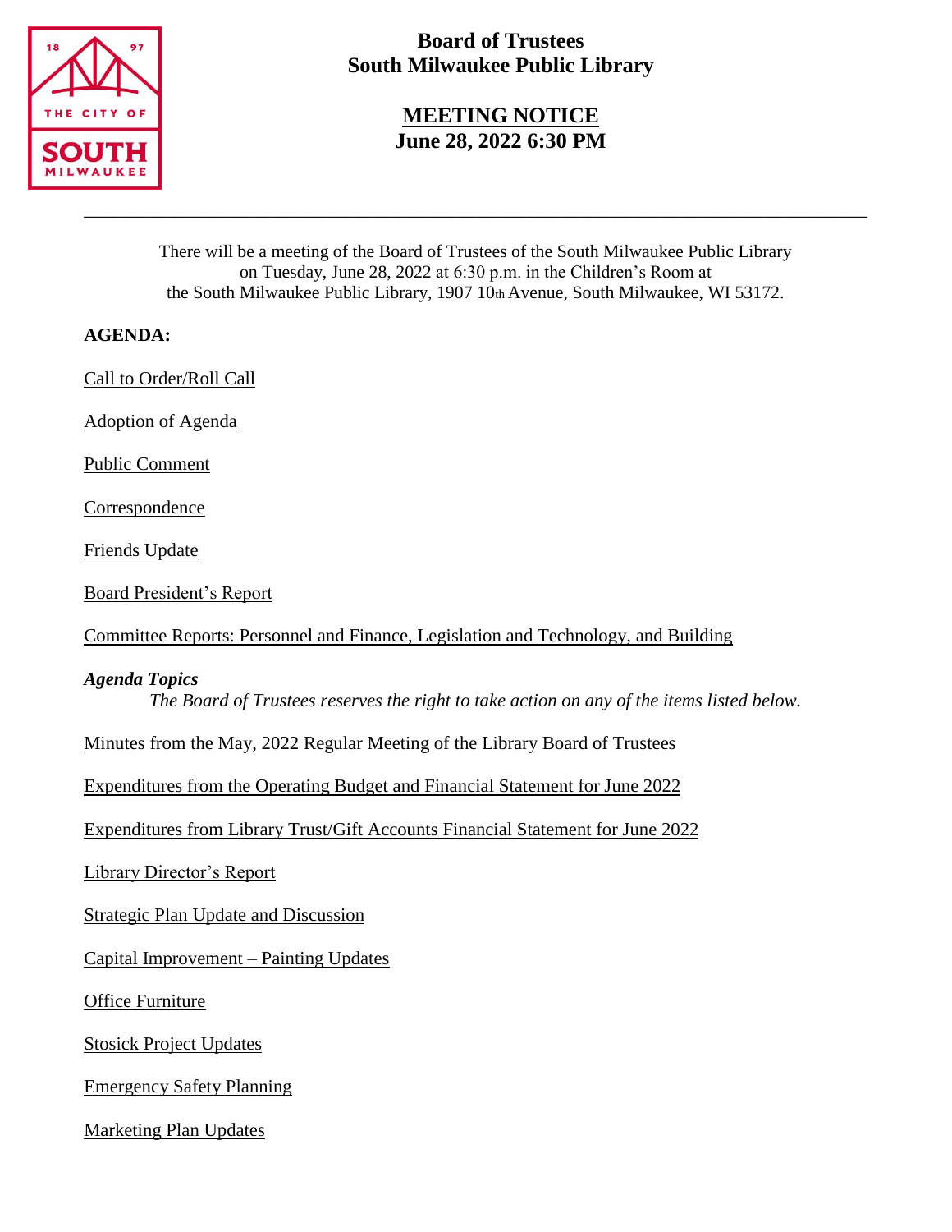# Board of Trustees
# South Milwaukee Public Library

## MEETING NOTICE
## June 28, 2022 6:30 PM

---

There will be a meeting of the Board of Trustees of the South Milwaukee Public Library on Tuesday, June 28, 2022 at 6:30 p.m. in the Children's Room at the South Milwaukee Public Library, 1907 10th Avenue, South Milwaukee, WI 53172.

**AGENDA:**

Call to Order/Roll Call

Adoption of Agenda

Public Comment

Correspondence

Friends Update

Board President's Report

Committee Reports: Personnel and Finance, Legislation and Technology, and Building

***Agenda Topics***

*The Board of Trustees reserves the right to take action on any of the items listed below.*

Minutes from the May, 2022 Regular Meeting of the Library Board of Trustees

Expenditures from the Operating Budget and Financial Statement for June 2022

Expenditures from Library Trust/Gift Accounts Financial Statement for June 2022

Library Director's Report

Strategic Plan Update and Discussion

Capital Improvement – Painting Updates

Office Furniture

Stosick Project Updates

Emergency Safety Planning

Marketing Plan Updates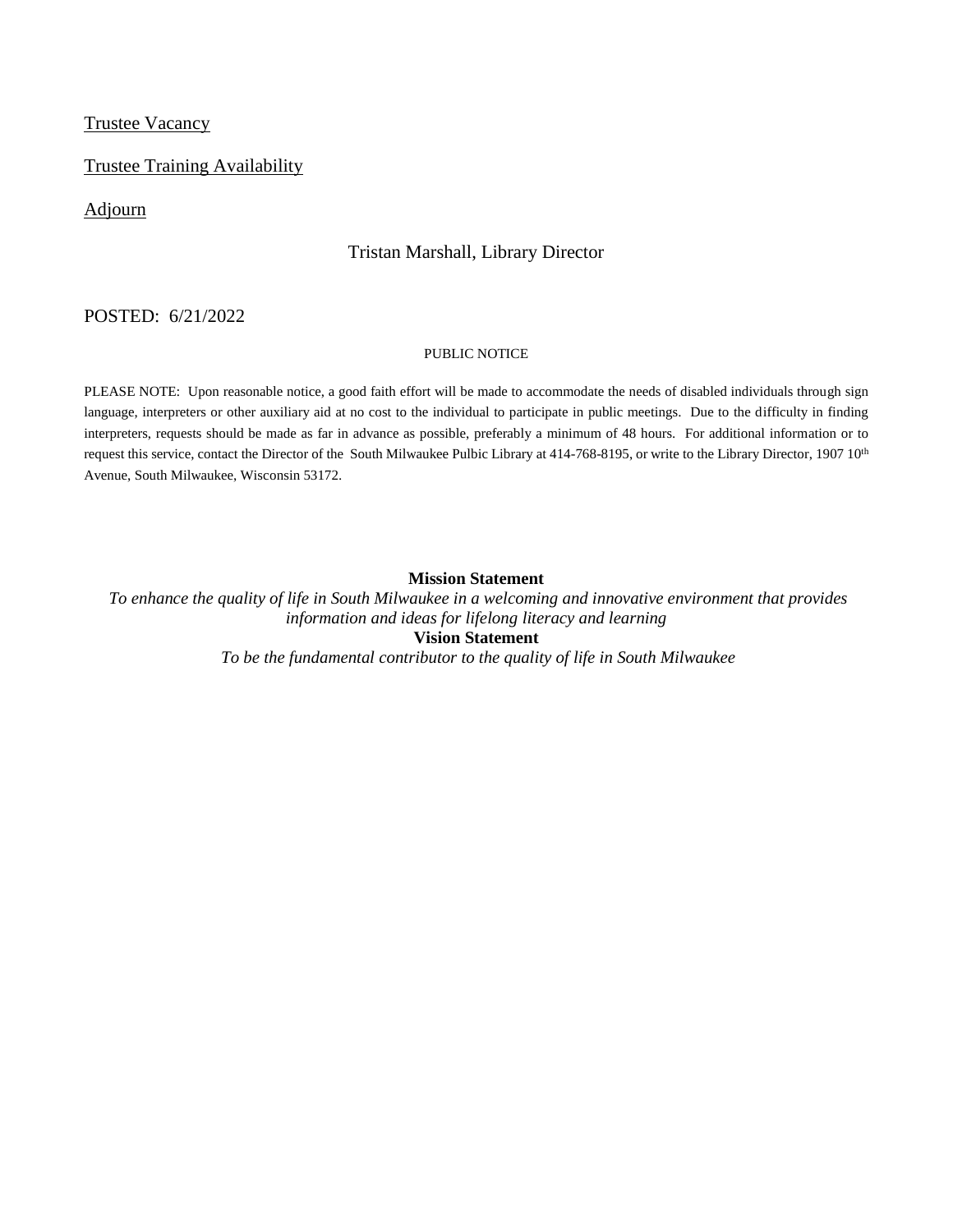Trustee Vacancy

Trustee Training Availability

Adjourn

Tristan Marshall, Library Director

POSTED: 6/21/2022

PUBLIC NOTICE

PLEASE NOTE: Upon reasonable notice, a good faith effort will be made to accommodate the needs of disabled individuals through sign language, interpreters or other auxiliary aid at no cost to the individual to participate in public meetings. Due to the difficulty in finding interpreters, requests should be made as far in advance as possible, preferably a minimum of 48 hours. For additional information or to request this service, contact the Director of the South Milwaukee Pulbic Library at 414-768-8195, or write to the Library Director, 1907 10th Avenue, South Milwaukee, Wisconsin 53172.

**Mission Statement**

*To enhance the quality of life in South Milwaukee in a welcoming and innovative environment that provides information and ideas for lifelong literacy and learning*

**Vision Statement**

*To be the fundamental contributor to the quality of life in South Milwaukee*